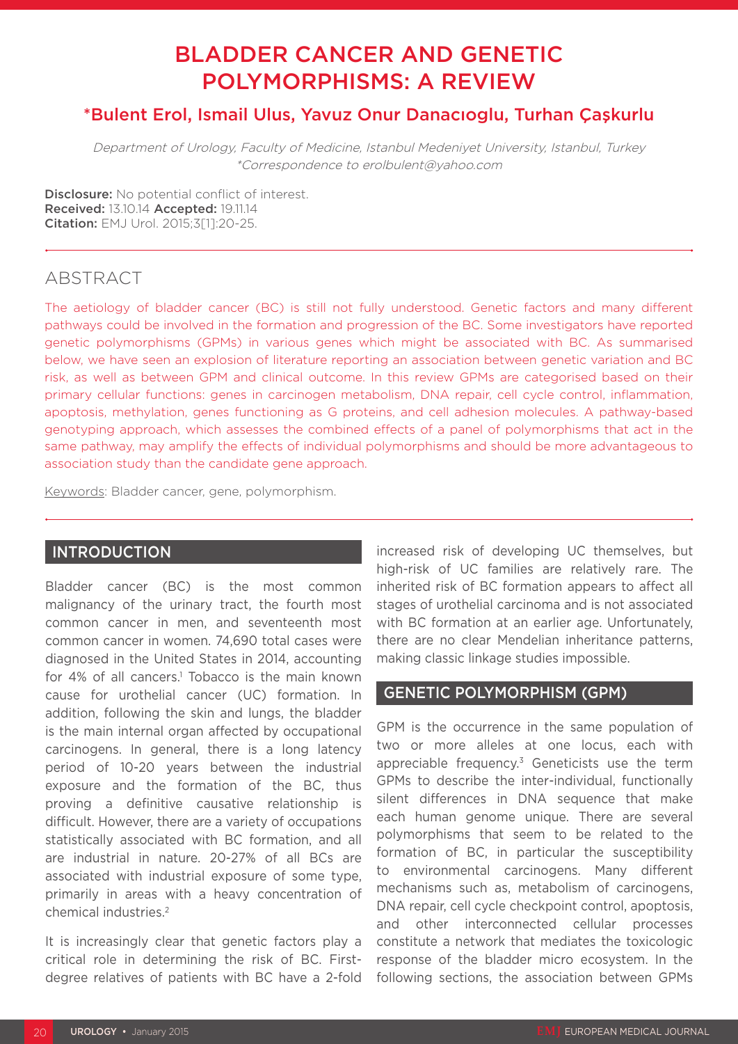# BLADDER CANCER AND GENETIC POLYMORPHISMS: A REVIEW

**\*Bulent Erol, Ismail Ulus, Yavuz Onur Danacıoglu, Turhan Çaşkurlu**

*Department of Urology, Faculty of Medicine, Istanbul Medeniyet University, Istanbul, Turkey*
*\*Correspondence to erolbulent@yahoo.com*

**Disclosure:** No potential conflict of interest.
**Received:** 13.10.14 **Accepted:** 19.11.14
**Citation:** EMJ Urol. 2015;3[1]:20-25.

## ABSTRACT

The aetiology of bladder cancer (BC) is still not fully understood. Genetic factors and many different pathways could be involved in the formation and progression of the BC. Some investigators have reported genetic polymorphisms (GPMs) in various genes which might be associated with BC. As summarised below, we have seen an explosion of literature reporting an association between genetic variation and BC risk, as well as between GPM and clinical outcome. In this review GPMs are categorised based on their primary cellular functions: genes in carcinogen metabolism, DNA repair, cell cycle control, inflammation, apoptosis, methylation, genes functioning as G proteins, and cell adhesion molecules. A pathway-based genotyping approach, which assesses the combined effects of a panel of polymorphisms that act in the same pathway, may amplify the effects of individual polymorphisms and should be more advantageous to association study than the candidate gene approach.

Keywords: Bladder cancer, gene, polymorphism.

## INTRODUCTION

Bladder cancer (BC) is the most common malignancy of the urinary tract, the fourth most common cancer in men, and seventeenth most common cancer in women. 74,690 total cases were diagnosed in the United States in 2014, accounting for 4% of all cancers.[1] Tobacco is the main known cause for urothelial cancer (UC) formation. In addition, following the skin and lungs, the bladder is the main internal organ affected by occupational carcinogens. In general, there is a long latency period of 10-20 years between the industrial exposure and the formation of the BC, thus proving a definitive causative relationship is difficult. However, there are a variety of occupations statistically associated with BC formation, and all are industrial in nature. 20-27% of all BCs are associated with industrial exposure of some type, primarily in areas with a heavy concentration of chemical industries.[2]

It is increasingly clear that genetic factors play a critical role in determining the risk of BC. First-degree relatives of patients with BC have a 2-fold increased risk of developing UC themselves, but high-risk of UC families are relatively rare. The inherited risk of BC formation appears to affect all stages of urothelial carcinoma and is not associated with BC formation at an earlier age. Unfortunately, there are no clear Mendelian inheritance patterns, making classic linkage studies impossible.

## GENETIC POLYMORPHISM (GPM)

GPM is the occurrence in the same population of two or more alleles at one locus, each with appreciable frequency.[3] Geneticists use the term GPMs to describe the inter-individual, functionally silent differences in DNA sequence that make each human genome unique. There are several polymorphisms that seem to be related to the formation of BC, in particular the susceptibility to environmental carcinogens. Many different mechanisms such as, metabolism of carcinogens, DNA repair, cell cycle checkpoint control, apoptosis, and other interconnected cellular processes constitute a network that mediates the toxicologic response of the bladder micro ecosystem. In the following sections, the association between GPMs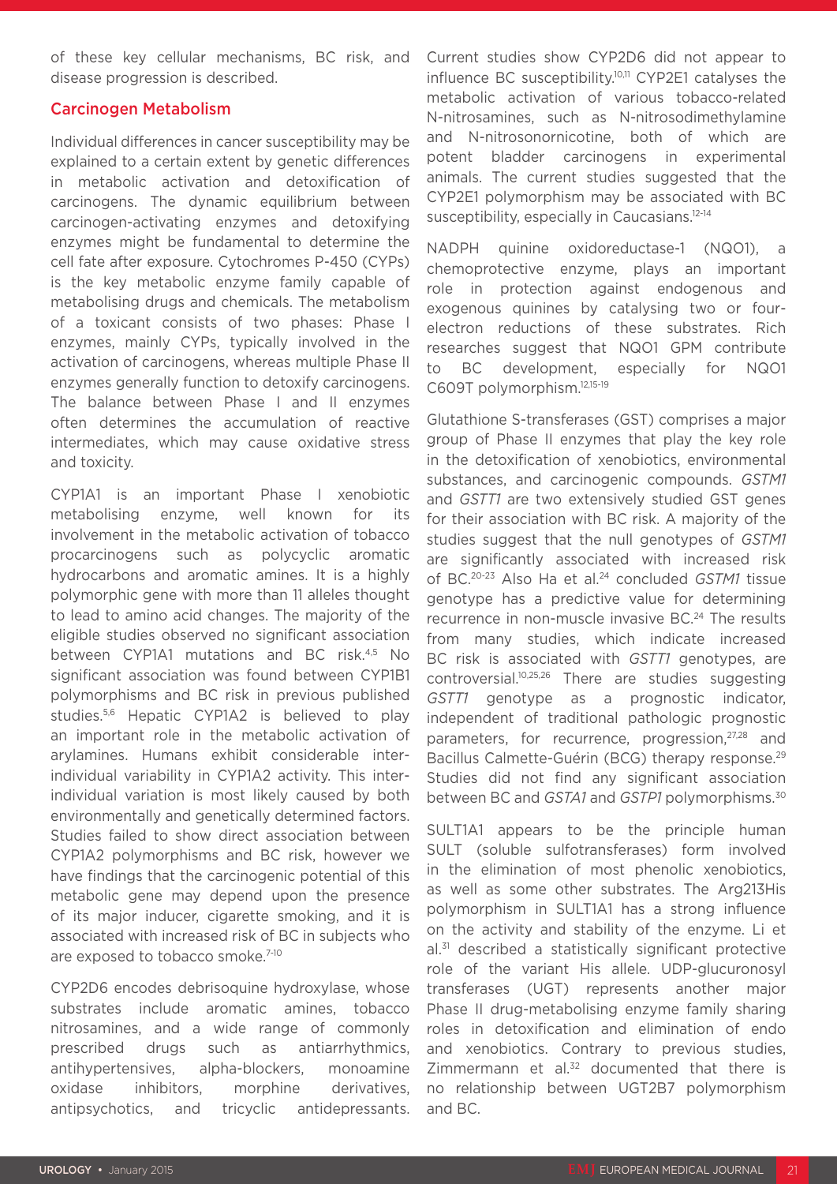of these key cellular mechanisms, BC risk, and disease progression is described.

## Carcinogen Metabolism

Individual differences in cancer susceptibility may be explained to a certain extent by genetic differences in metabolic activation and detoxification of carcinogens. The dynamic equilibrium between carcinogen-activating enzymes and detoxifying enzymes might be fundamental to determine the cell fate after exposure. Cytochromes P-450 (CYPs) is the key metabolic enzyme family capable of metabolising drugs and chemicals. The metabolism of a toxicant consists of two phases: Phase I enzymes, mainly CYPs, typically involved in the activation of carcinogens, whereas multiple Phase II enzymes generally function to detoxify carcinogens. The balance between Phase I and II enzymes often determines the accumulation of reactive intermediates, which may cause oxidative stress and toxicity.

CYP1A1 is an important Phase I xenobiotic metabolising enzyme, well known for its involvement in the metabolic activation of tobacco procarcinogens such as polycyclic aromatic hydrocarbons and aromatic amines. It is a highly polymorphic gene with more than 11 alleles thought to lead to amino acid changes. The majority of the eligible studies observed no significant association between CYP1A1 mutations and BC risk.[4,5] No significant association was found between CYP1B1 polymorphisms and BC risk in previous published studies.[5,6] Hepatic CYP1A2 is believed to play an important role in the metabolic activation of arylamines. Humans exhibit considerable inter-individual variability in CYP1A2 activity. This inter-individual variation is most likely caused by both environmentally and genetically determined factors. Studies failed to show direct association between CYP1A2 polymorphisms and BC risk, however we have findings that the carcinogenic potential of this metabolic gene may depend upon the presence of its major inducer, cigarette smoking, and it is associated with increased risk of BC in subjects who are exposed to tobacco smoke.[7-10]

CYP2D6 encodes debrisoquine hydroxylase, whose substrates include aromatic amines, tobacco nitrosamines, and a wide range of commonly prescribed drugs such as antiarrhythmics, antihypertensives, alpha-blockers, monoamine oxidase inhibitors, morphine derivatives, antipsychotics, and tricyclic antidepressants. Current studies show CYP2D6 did not appear to influence BC susceptibility.[10,11] CYP2E1 catalyses the metabolic activation of various tobacco-related N-nitrosamines, such as N-nitrosodimethylamine and N-nitrosonornicotine, both of which are potent bladder carcinogens in experimental animals. The current studies suggested that the CYP2E1 polymorphism may be associated with BC susceptibility, especially in Caucasians.[12-14]

NADPH quinine oxidoreductase-1 (NQO1), a chemoprotective enzyme, plays an important role in protection against endogenous and exogenous quinines by catalysing two or four-electron reductions of these substrates. Rich researches suggest that NQO1 GPM contribute to BC development, especially for NQO1 C609T polymorphism.[12,15-19]

Glutathione S-transferases (GST) comprises a major group of Phase II enzymes that play the key role in the detoxification of xenobiotics, environmental substances, and carcinogenic compounds. *GSTM1* and *GSTT1* are two extensively studied GST genes for their association with BC risk. A majority of the studies suggest that the null genotypes of *GSTM1* are significantly associated with increased risk of BC.[20-23] Also Ha et al.[24] concluded *GSTM1* tissue genotype has a predictive value for determining recurrence in non-muscle invasive BC.[24] The results from many studies, which indicate increased BC risk is associated with *GSTT1* genotypes, are controversial.[10,25,26] There are studies suggesting *GSTT1* genotype as a prognostic indicator, independent of traditional pathologic prognostic parameters, for recurrence, progression,[27,28] and Bacillus Calmette-Guérin (BCG) therapy response.[29] Studies did not find any significant association between BC and *GSTA1* and *GSTP1* polymorphisms.[30]

SULT1A1 appears to be the principle human SULT (soluble sulfotransferases) form involved in the elimination of most phenolic xenobiotics, as well as some other substrates. The Arg213His polymorphism in SULT1A1 has a strong influence on the activity and stability of the enzyme. Li et al.[31] described a statistically significant protective role of the variant His allele. UDP-glucuronosyl transferases (UGT) represents another major Phase II drug-metabolising enzyme family sharing roles in detoxification and elimination of endo and xenobiotics. Contrary to previous studies, Zimmermann et al.[32] documented that there is no relationship between UGT2B7 polymorphism and BC.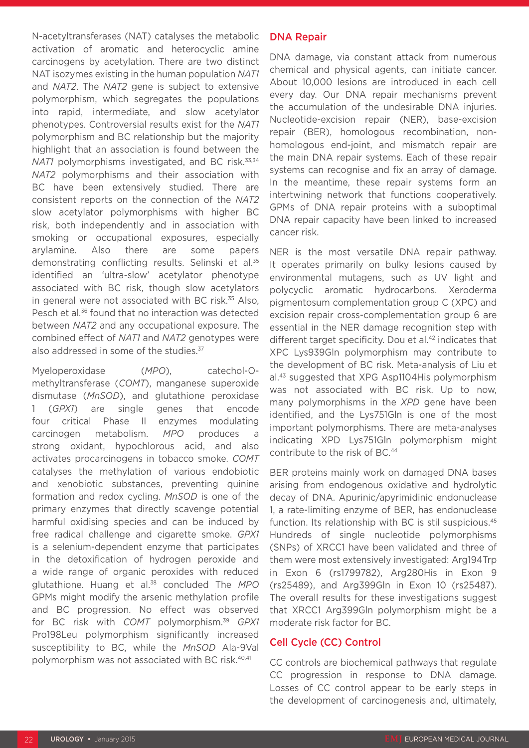N-acetyltransferases (NAT) catalyses the metabolic activation of aromatic and heterocyclic amine carcinogens by acetylation. There are two distinct NAT isozymes existing in the human population *NAT1* and *NAT2*. The *NAT2* gene is subject to extensive polymorphism, which segregates the populations into rapid, intermediate, and slow acetylator phenotypes. Controversial results exist for the *NAT1* polymorphism and BC relationship but the majority highlight that an association is found between the *NAT1* polymorphisms investigated, and BC risk.[33,34] *NAT2* polymorphisms and their association with BC have been extensively studied. There are consistent reports on the connection of the *NAT2* slow acetylator polymorphisms with higher BC risk, both independently and in association with smoking or occupational exposures, especially arylamine. Also there are some papers demonstrating conflicting results. Selinski et al.[35] identified an 'ultra-slow' acetylator phenotype associated with BC risk, though slow acetylators in general were not associated with BC risk.[35] Also, Pesch et al.[36] found that no interaction was detected between *NAT2* and any occupational exposure. The combined effect of *NAT1* and *NAT2* genotypes were also addressed in some of the studies.[37]

Myeloperoxidase (*MPO*), catechol-O-methyltransferase (*COMT*), manganese superoxide dismutase (*MnSOD*), and glutathione peroxidase 1 (*GPX1*) are single genes that encode four critical Phase II enzymes modulating carcinogen metabolism. *MPO* produces a strong oxidant, hypochlorous acid, and also activates procarcinogens in tobacco smoke. *COMT* catalyses the methylation of various endobiotic and xenobiotic substances, preventing quinine formation and redox cycling. *MnSOD* is one of the primary enzymes that directly scavenge potential harmful oxidising species and can be induced by free radical challenge and cigarette smoke. *GPX1* is a selenium-dependent enzyme that participates in the detoxification of hydrogen peroxide and a wide range of organic peroxides with reduced glutathione. Huang et al.[38] concluded The *MPO* GPMs might modify the arsenic methylation profile and BC progression. No effect was observed for BC risk with *COMT* polymorphism.[39] *GPX1* Pro198Leu polymorphism significantly increased susceptibility to BC, while the *MnSOD* Ala-9Val polymorphism was not associated with BC risk.[40,41]

## DNA Repair

DNA damage, via constant attack from numerous chemical and physical agents, can initiate cancer. About 10,000 lesions are introduced in each cell every day. Our DNA repair mechanisms prevent the accumulation of the undesirable DNA injuries. Nucleotide-excision repair (NER), base-excision repair (BER), homologous recombination, non-homologous end-joint, and mismatch repair are the main DNA repair systems. Each of these repair systems can recognise and fix an array of damage. In the meantime, these repair systems form an intertwining network that functions cooperatively. GPMs of DNA repair proteins with a suboptimal DNA repair capacity have been linked to increased cancer risk.

NER is the most versatile DNA repair pathway. It operates primarily on bulky lesions caused by environmental mutagens, such as UV light and polycyclic aromatic hydrocarbons. Xeroderma pigmentosum complementation group C (XPC) and excision repair cross-complementation group 6 are essential in the NER damage recognition step with different target specificity. Dou et al.[42] indicates that XPC Lys939Gln polymorphism may contribute to the development of BC risk. Meta-analysis of Liu et al.[43] suggested that XPG Asp1104His polymorphism was not associated with BC risk. Up to now, many polymorphisms in the *XPD* gene have been identified, and the Lys751Gln is one of the most important polymorphisms. There are meta-analyses indicating XPD Lys751Gln polymorphism might contribute to the risk of BC.[44]

BER proteins mainly work on damaged DNA bases arising from endogenous oxidative and hydrolytic decay of DNA. Apurinic/apyrimidinic endonuclease 1, a rate-limiting enzyme of BER, has endonuclease function. Its relationship with BC is stil suspicious.[45] Hundreds of single nucleotide polymorphisms (SNPs) of XRCC1 have been validated and three of them were most extensively investigated: Arg194Trp in Exon 6 (rs1799782), Arg280His in Exon 9 (rs25489), and Arg399Gln in Exon 10 (rs25487). The overall results for these investigations suggest that XRCC1 Arg399Gln polymorphism might be a moderate risk factor for BC.

## Cell Cycle (CC) Control

CC controls are biochemical pathways that regulate CC progression in response to DNA damage. Losses of CC control appear to be early steps in the development of carcinogenesis and, ultimately,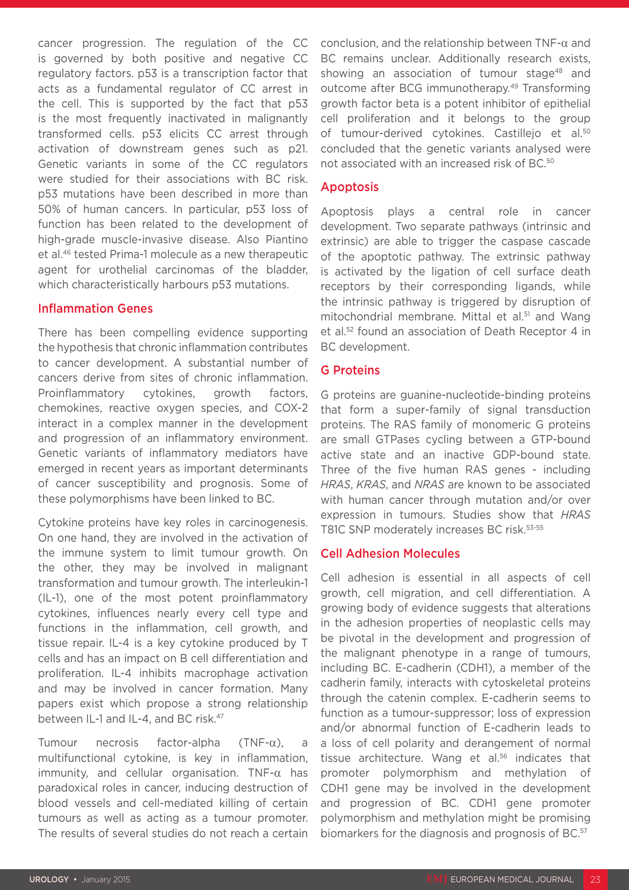cancer progression. The regulation of the CC is governed by both positive and negative CC regulatory factors. p53 is a transcription factor that acts as a fundamental regulator of CC arrest in the cell. This is supported by the fact that p53 is the most frequently inactivated in malignantly transformed cells. p53 elicits CC arrest through activation of downstream genes such as p21. Genetic variants in some of the CC regulators were studied for their associations with BC risk. p53 mutations have been described in more than 50% of human cancers. In particular, p53 loss of function has been related to the development of high-grade muscle-invasive disease. Also Piantino et al.[46] tested Prima-1 molecule as a new therapeutic agent for urothelial carcinomas of the bladder, which characteristically harbours p53 mutations.

## Inflammation Genes

There has been compelling evidence supporting the hypothesis that chronic inflammation contributes to cancer development. A substantial number of cancers derive from sites of chronic inflammation. Proinflammatory cytokines, growth factors, chemokines, reactive oxygen species, and COX-2 interact in a complex manner in the development and progression of an inflammatory environment. Genetic variants of inflammatory mediators have emerged in recent years as important determinants of cancer susceptibility and prognosis. Some of these polymorphisms have been linked to BC.

Cytokine proteins have key roles in carcinogenesis. On one hand, they are involved in the activation of the immune system to limit tumour growth. On the other, they may be involved in malignant transformation and tumour growth. The interleukin-1 (IL-1), one of the most potent proinflammatory cytokines, influences nearly every cell type and functions in the inflammation, cell growth, and tissue repair. IL-4 is a key cytokine produced by T cells and has an impact on B cell differentiation and proliferation. IL-4 inhibits macrophage activation and may be involved in cancer formation. Many papers exist which propose a strong relationship between IL-1 and IL-4, and BC risk.[47]

Tumour necrosis factor-alpha (TNF-α), a multifunctional cytokine, is key in inflammation, immunity, and cellular organisation. TNF-α has paradoxical roles in cancer, inducing destruction of blood vessels and cell-mediated killing of certain tumours as well as acting as a tumour promoter. The results of several studies do not reach a certain conclusion, and the relationship between TNF-α and BC remains unclear. Additionally research exists, showing an association of tumour stage[48] and outcome after BCG immunotherapy.[49] Transforming growth factor beta is a potent inhibitor of epithelial cell proliferation and it belongs to the group of tumour-derived cytokines. Castillejo et al.[50] concluded that the genetic variants analysed were not associated with an increased risk of BC.[50]

## Apoptosis

Apoptosis plays a central role in cancer development. Two separate pathways (intrinsic and extrinsic) are able to trigger the caspase cascade of the apoptotic pathway. The extrinsic pathway is activated by the ligation of cell surface death receptors by their corresponding ligands, while the intrinsic pathway is triggered by disruption of mitochondrial membrane. Mittal et al.[51] and Wang et al.[52] found an association of Death Receptor 4 in BC development.

## G Proteins

G proteins are guanine-nucleotide-binding proteins that form a super-family of signal transduction proteins. The RAS family of monomeric G proteins are small GTPases cycling between a GTP-bound active state and an inactive GDP-bound state. Three of the five human RAS genes - including *HRAS*, *KRAS*, and *NRAS* are known to be associated with human cancer through mutation and/or over expression in tumours. Studies show that *HRAS* T81C SNP moderately increases BC risk.[53-55]

## Cell Adhesion Molecules

Cell adhesion is essential in all aspects of cell growth, cell migration, and cell differentiation. A growing body of evidence suggests that alterations in the adhesion properties of neoplastic cells may be pivotal in the development and progression of the malignant phenotype in a range of tumours, including BC. E-cadherin (CDH1), a member of the cadherin family, interacts with cytoskeletal proteins through the catenin complex. E-cadherin seems to function as a tumour-suppressor; loss of expression and/or abnormal function of E-cadherin leads to a loss of cell polarity and derangement of normal tissue architecture. Wang et al.[56] indicates that promoter polymorphism and methylation of CDH1 gene may be involved in the development and progression of BC. CDH1 gene promoter polymorphism and methylation might be promising biomarkers for the diagnosis and prognosis of BC.[57]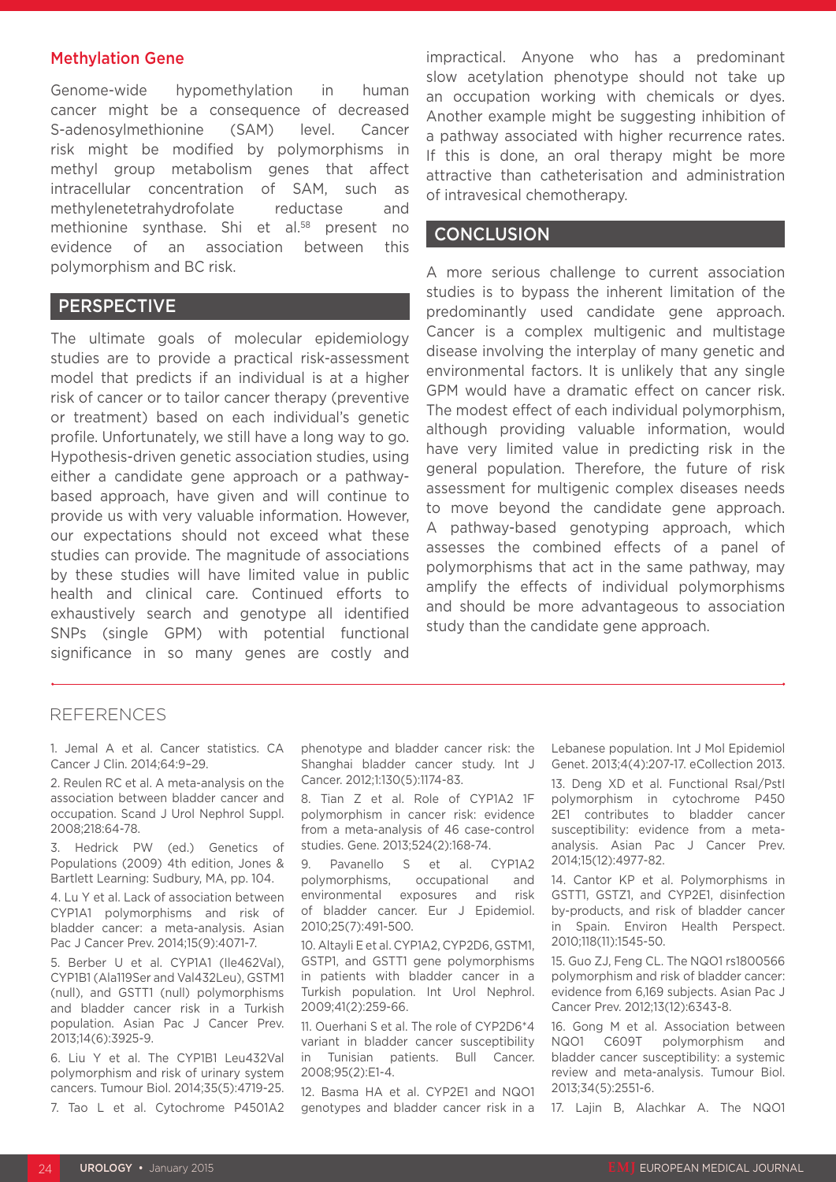### Methylation Gene

Genome-wide hypomethylation in human cancer might be a consequence of decreased S-adenosylmethionine (SAM) level. Cancer risk might be modified by polymorphisms in methyl group metabolism genes that affect intracellular concentration of SAM, such as methylenetetrahydrofolate reductase and methionine synthase. Shi et al.[58] present no evidence of an association between this polymorphism and BC risk.

## PERSPECTIVE

The ultimate goals of molecular epidemiology studies are to provide a practical risk-assessment model that predicts if an individual is at a higher risk of cancer or to tailor cancer therapy (preventive or treatment) based on each individual's genetic profile. Unfortunately, we still have a long way to go. Hypothesis-driven genetic association studies, using either a candidate gene approach or a pathway-based approach, have given and will continue to provide us with very valuable information. However, our expectations should not exceed what these studies can provide. The magnitude of associations by these studies will have limited value in public health and clinical care. Continued efforts to exhaustively search and genotype all identified SNPs (single GPM) with potential functional significance in so many genes are costly and impractical. Anyone who has a predominant slow acetylation phenotype should not take up an occupation working with chemicals or dyes. Another example might be suggesting inhibition of a pathway associated with higher recurrence rates. If this is done, an oral therapy might be more attractive than catheterisation and administration of intravesical chemotherapy.

## CONCLUSION

A more serious challenge to current association studies is to bypass the inherent limitation of the predominantly used candidate gene approach. Cancer is a complex multigenic and multistage disease involving the interplay of many genetic and environmental factors. It is unlikely that any single GPM would have a dramatic effect on cancer risk. The modest effect of each individual polymorphism, although providing valuable information, would have very limited value in predicting risk in the general population. Therefore, the future of risk assessment for multigenic complex diseases needs to move beyond the candidate gene approach. A pathway-based genotyping approach, which assesses the combined effects of a panel of polymorphisms that act in the same pathway, may amplify the effects of individual polymorphisms and should be more advantageous to association study than the candidate gene approach.

## REFERENCES

1. Jemal A et al. Cancer statistics. CA Cancer J Clin. 2014;64:9–29.

2. Reulen RC et al. A meta-analysis on the association between bladder cancer and occupation. Scand J Urol Nephrol Suppl. 2008;218:64-78.

3. Hedrick PW (ed.) Genetics of Populations (2009) 4th edition, Jones & Bartlett Learning: Sudbury, MA, pp. 104.

4. Lu Y et al. Lack of association between CYP1A1 polymorphisms and risk of bladder cancer: a meta-analysis. Asian Pac J Cancer Prev. 2014;15(9):4071-7.

5. Berber U et al. CYP1A1 (Ile462Val), CYP1B1 (Ala119Ser and Val432Leu), GSTM1 (null), and GSTT1 (null) polymorphisms and bladder cancer risk in a Turkish population. Asian Pac J Cancer Prev. 2013;14(6):3925-9.

6. Liu Y et al. The CYP1B1 Leu432Val polymorphism and risk of urinary system cancers. Tumour Biol. 2014;35(5):4719-25.

7. Tao L et al. Cytochrome P4501A2 phenotype and bladder cancer risk: the Shanghai bladder cancer study. Int J Cancer. 2012;1:130(5):1174-83.

8. Tian Z et al. Role of CYP1A2 1F polymorphism in cancer risk: evidence from a meta-analysis of 46 case-control studies. Gene. 2013;524(2):168-74.

9. Pavanello S et al. CYP1A2 polymorphisms, occupational and environmental exposures and risk of bladder cancer. Eur J Epidemiol. 2010;25(7):491-500.

10. Altayli E et al. CYP1A2, CYP2D6, GSTM1, GSTP1, and GSTT1 gene polymorphisms in patients with bladder cancer in a Turkish population. Int Urol Nephrol. 2009;41(2):259-66.

11. Ouerhani S et al. The role of CYP2D6*4 variant in bladder cancer susceptibility in Tunisian patients. Bull Cancer. 2008;95(2):E1-4.

12. Basma HA et al. CYP2E1 and NQO1 genotypes and bladder cancer risk in a Lebanese population. Int J Mol Epidemiol Genet. 2013;4(4):207-17. eCollection 2013.

13. Deng XD et al. Functional RsaI/PstI polymorphism in cytochrome P450 2E1 contributes to bladder cancer susceptibility: evidence from a meta-analysis. Asian Pac J Cancer Prev. 2014;15(12):4977-82.

14. Cantor KP et al. Polymorphisms in GSTT1, GSTZ1, and CYP2E1, disinfection by-products, and risk of bladder cancer in Spain. Environ Health Perspect. 2010;118(11):1545-50.

15. Guo ZJ, Feng CL. The NQO1 rs1800566 polymorphism and risk of bladder cancer: evidence from 6,169 subjects. Asian Pac J Cancer Prev. 2012;13(12):6343-8.

16. Gong M et al. Association between NQO1 C609T polymorphism and bladder cancer susceptibility: a systemic review and meta-analysis. Tumour Biol. 2013;34(5):2551-6.

17. Lajin B, Alachkar A. The NQO1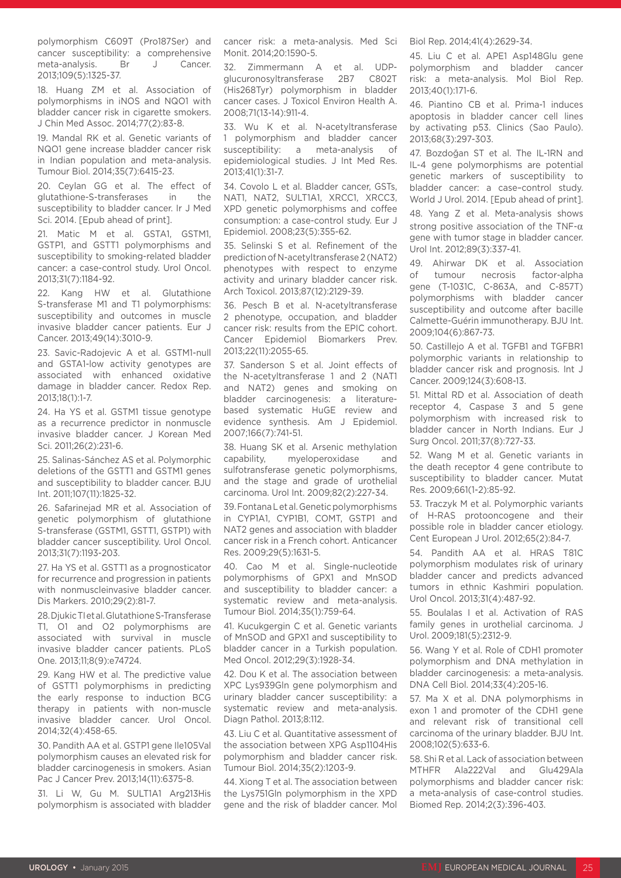polymorphism C609T (Pro187Ser) and cancer susceptibility: a comprehensive meta-analysis. Br J Cancer. 2013;109(5):1325-37.

18. Huang ZM et al. Association of polymorphisms in iNOS and NQO1 with bladder cancer risk in cigarette smokers. J Chin Med Assoc. 2014;77(2):83-8.

19. Mandal RK et al. Genetic variants of NQO1 gene increase bladder cancer risk in Indian population and meta-analysis. Tumour Biol. 2014;35(7):6415-23.

20. Ceylan GG et al. The effect of glutathione-S-transferases in the susceptibility to bladder cancer. Ir J Med Sci. 2014. [Epub ahead of print].

21. Matic M et al. GSTA1, GSTM1, GSTP1, and GSTT1 polymorphisms and susceptibility to smoking-related bladder cancer: a case-control study. Urol Oncol. 2013;31(7):1184-92.

22. Kang HW et al. Glutathione S-transferase M1 and T1 polymorphisms: susceptibility and outcomes in muscle invasive bladder cancer patients. Eur J Cancer. 2013;49(14):3010-9.

23. Savic-Radojevic A et al. GSTM1-null and GSTA1-low activity genotypes are associated with enhanced oxidative damage in bladder cancer. Redox Rep. 2013;18(1):1-7.

24. Ha YS et al. GSTM1 tissue genotype as a recurrence predictor in nonmuscle invasive bladder cancer. J Korean Med Sci. 2011;26(2):231-6.

25. Salinas-Sánchez AS et al. Polymorphic deletions of the GSTT1 and GSTM1 genes and susceptibility to bladder cancer. BJU Int. 2011;107(11):1825-32.

26. Safarinejad MR et al. Association of genetic polymorphism of glutathione S-transferase (GSTM1, GSTT1, GSTP1) with bladder cancer susceptibility. Urol Oncol. 2013;31(7):1193-203.

27. Ha YS et al. GSTT1 as a prognosticator for recurrence and progression in patients with nonmuscleinvasive bladder cancer. Dis Markers. 2010;29(2):81-7.

28. Djukic TI et al. Glutathione S-Transferase T1, O1 and O2 polymorphisms are associated with survival in muscle invasive bladder cancer patients. PLoS One. 2013;11;8(9):e74724.

29. Kang HW et al. The predictive value of GSTT1 polymorphisms in predicting the early response to induction BCG therapy in patients with non-muscle invasive bladder cancer. Urol Oncol. 2014;32(4):458-65.

30. Pandith AA et al. GSTP1 gene Ile105Val polymorphism causes an elevated risk for bladder carcinogenesis in smokers. Asian Pac J Cancer Prev. 2013;14(11):6375-8.

31. Li W, Gu M. SULT1A1 Arg213His polymorphism is associated with bladder cancer risk: a meta-analysis. Med Sci Monit. 2014;20:1590-5.

32. Zimmermann A et al. UDP-glucuronosyltransferase 2B7 C802T (His268Tyr) polymorphism in bladder cancer cases. J Toxicol Environ Health A. 2008;71(13-14):911-4.

33. Wu K et al. N-acetyltransferase 1 polymorphism and bladder cancer susceptibility: a meta-analysis of epidemiological studies. J Int Med Res. 2013;41(1):31-7.

34. Covolo L et al. Bladder cancer, GSTs, NAT1, NAT2, SULT1A1, XRCC1, XRCC3, XPD genetic polymorphisms and coffee consumption: a case-control study. Eur J Epidemiol. 2008;23(5):355-62.

35. Selinski S et al. Refinement of the prediction of N-acetyltransferase 2 (NAT2) phenotypes with respect to enzyme activity and urinary bladder cancer risk. Arch Toxicol. 2013;87(12):2129-39.

36. Pesch B et al. N-acetyltransferase 2 phenotype, occupation, and bladder cancer risk: results from the EPIC cohort. Cancer Epidemiol Biomarkers Prev. 2013;22(11):2055-65.

37. Sanderson S et al. Joint effects of the N-acetyltransferase 1 and 2 (NAT1 and NAT2) genes and smoking on bladder carcinogenesis: a literature-based systematic HuGE review and evidence synthesis. Am J Epidemiol. 2007;166(7):741-51.

38. Huang SK et al. Arsenic methylation capability, myeloperoxidase and sulfotransferase genetic polymorphisms, and the stage and grade of urothelial carcinoma. Urol Int. 2009;82(2):227-34.

39. Fontana L et al. Genetic polymorphisms in CYP1A1, CYP1B1, COMT, GSTP1 and NAT2 genes and association with bladder cancer risk in a French cohort. Anticancer Res. 2009;29(5):1631-5.

40. Cao M et al. Single-nucleotide polymorphisms of GPX1 and MnSOD and susceptibility to bladder cancer: a systematic review and meta-analysis. Tumour Biol. 2014;35(1):759-64.

41. Kucukgergin C et al. Genetic variants of MnSOD and GPX1 and susceptibility to bladder cancer in a Turkish population. Med Oncol. 2012;29(3):1928-34.

42. Dou K et al. The association between XPC Lys939Gln gene polymorphism and urinary bladder cancer susceptibility: a systematic review and meta-analysis. Diagn Pathol. 2013;8:112.

43. Liu C et al. Quantitative assessment of the association between XPG Asp1104His polymorphism and bladder cancer risk. Tumour Biol. 2014;35(2):1203-9.

44. Xiong T et al. The association between the Lys751Gln polymorphism in the XPD gene and the risk of bladder cancer. Mol Biol Rep. 2014;41(4):2629-34.

45. Liu C et al. APE1 Asp148Glu gene polymorphism and bladder cancer risk: a meta-analysis. Mol Biol Rep. 2013;40(1):171-6.

46. Piantino CB et al. Prima-1 induces apoptosis in bladder cancer cell lines by activating p53. Clinics (Sao Paulo). 2013;68(3):297-303.

47. Bozdoğan ST et al. The IL-1RN and IL-4 gene polymorphisms are potential genetic markers of susceptibility to bladder cancer: a case–control study. World J Urol. 2014. [Epub ahead of print].

48. Yang Z et al. Meta-analysis shows strong positive association of the TNF-α gene with tumor stage in bladder cancer. Urol Int. 2012;89(3):337-41.

49. Ahirwar DK et al. Association of tumour necrosis factor-alpha gene (T-1031C, C-863A, and C-857T) polymorphisms with bladder cancer susceptibility and outcome after bacille Calmette-Guérin immunotherapy. BJU Int. 2009;104(6):867-73.

50. Castillejo A et al. TGFB1 and TGFBR1 polymorphic variants in relationship to bladder cancer risk and prognosis. Int J Cancer. 2009;124(3):608-13.

51. Mittal RD et al. Association of death receptor 4, Caspase 3 and 5 gene polymorphism with increased risk to bladder cancer in North Indians. Eur J Surg Oncol. 2011;37(8):727-33.

52. Wang M et al. Genetic variants in the death receptor 4 gene contribute to susceptibility to bladder cancer. Mutat Res. 2009;661(1-2):85-92.

53. Traczyk M et al. Polymorphic variants of H-RAS protooncogene and their possible role in bladder cancer etiology. Cent European J Urol. 2012;65(2):84-7.

54. Pandith AA et al. HRAS T81C polymorphism modulates risk of urinary bladder cancer and predicts advanced tumors in ethnic Kashmiri population. Urol Oncol. 2013;31(4):487-92.

55. Boulalas I et al. Activation of RAS family genes in urothelial carcinoma. J Urol. 2009;181(5):2312-9.

56. Wang Y et al. Role of CDH1 promoter polymorphism and DNA methylation in bladder carcinogenesis: a meta-analysis. DNA Cell Biol. 2014;33(4):205-16.

57. Ma X et al. DNA polymorphisms in exon 1 and promoter of the CDH1 gene and relevant risk of transitional cell carcinoma of the urinary bladder. BJU Int. 2008;102(5):633-6.

58. Shi R et al. Lack of association between MTHFR Ala222Val and Glu429Ala polymorphisms and bladder cancer risk: a meta-analysis of case-control studies. Biomed Rep. 2014;2(3):396-403.